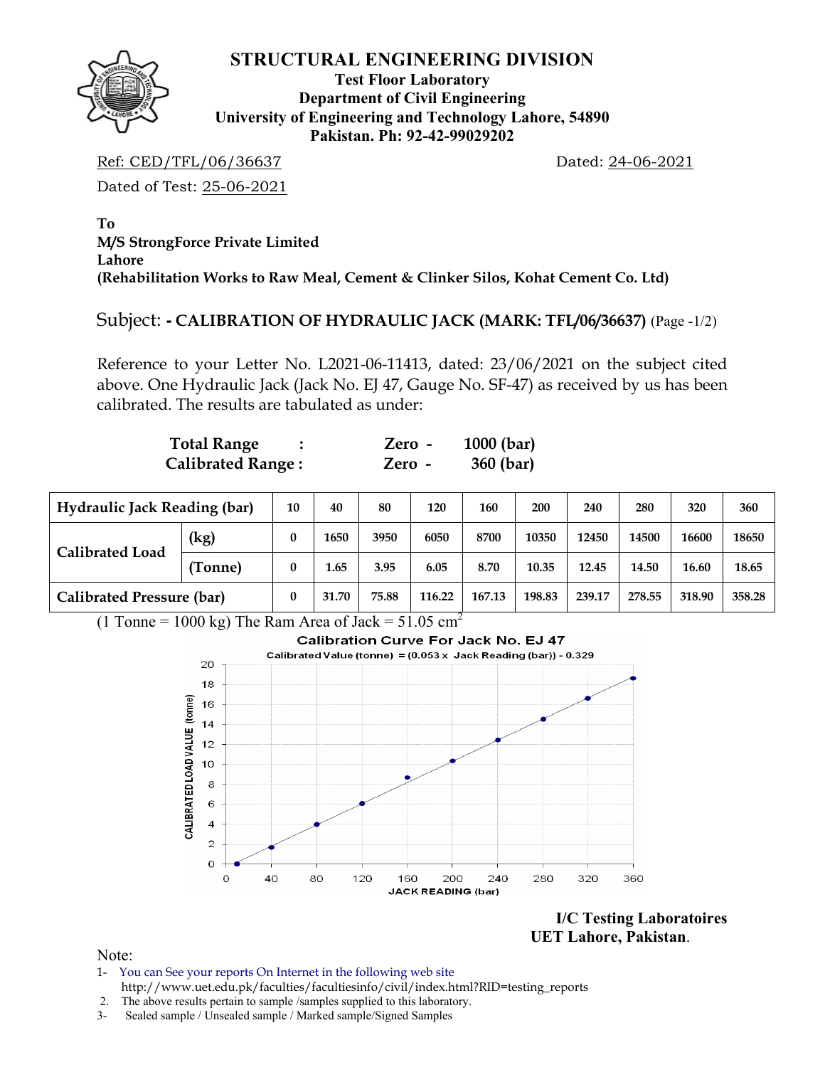# STRUCTURAL ENGINEERING DIVISION

**Test Floor Laboratory**
**Department of Civil Engineering**
**University of Engineering and Technology Lahore, 54890**
**Pakistan. Ph: 92-42-99029202**

Ref: CED/TFL/06/36637 Dated: 24-06-2021

Dated of Test: 25-06-2021

**To**
**M/S StrongForce Private Limited**
**Lahore**
**(Rehabilitation Works to Raw Meal, Cement & Clinker Silos, Kohat Cement Co. Ltd)**

Subject: **- CALIBRATION OF HYDRAULIC JACK (MARK: TFL/06/36637)** (Page -1/2)

Reference to your Letter No. L2021-06-11413, dated: 23/06/2021 on the subject cited above. One Hydraulic Jack (Jack No. EJ 47, Gauge No. SF-47) as received by us has been calibrated. The results are tabulated as under:

**Total Range : Zero - 1000 (bar)**
**Calibrated Range : Zero - 360 (bar)**

| Hydraulic Jack Reading (bar) | | 10 | 40 | 80 | 120 | 160 | 200 | 240 | 280 | 320 | 360 |
|---|---|---|---|---|---|---|---|---|---|---|---|
| Calibrated Load | (kg) | 0 | 1650 | 3950 | 6050 | 8700 | 10350 | 12450 | 14500 | 16600 | 18650 |
| | (Tonne) | 0 | 1.65 | 3.95 | 6.05 | 8.70 | 10.35 | 12.45 | 14.50 | 16.60 | 18.65 |
| Calibrated Pressure (bar) | | 0 | 31.70 | 75.88 | 116.22 | 167.13 | 198.83 | 239.17 | 278.55 | 318.90 | 358.28 |

(1 Tonne = 1000 kg) The Ram Area of Jack = 51.05 $cm^2$

**Calibration Curve For Jack No. EJ 47**

Calibrated Value (tonne) = (0.053 x Jack Reading (bar)) - 0.329

**I/C Testing Laboratoires**
**UET Lahore, Pakistan.**

Note:

1. You can See your reports On Internet in the following web site
   http://www.uet.edu.pk/faculties/facultiesinfo/civil/index.html?RID=testing_reports
2. The above results pertain to sample /samples supplied to this laboratory.
3. Sealed sample / Unsealed sample / Marked sample/Signed Samples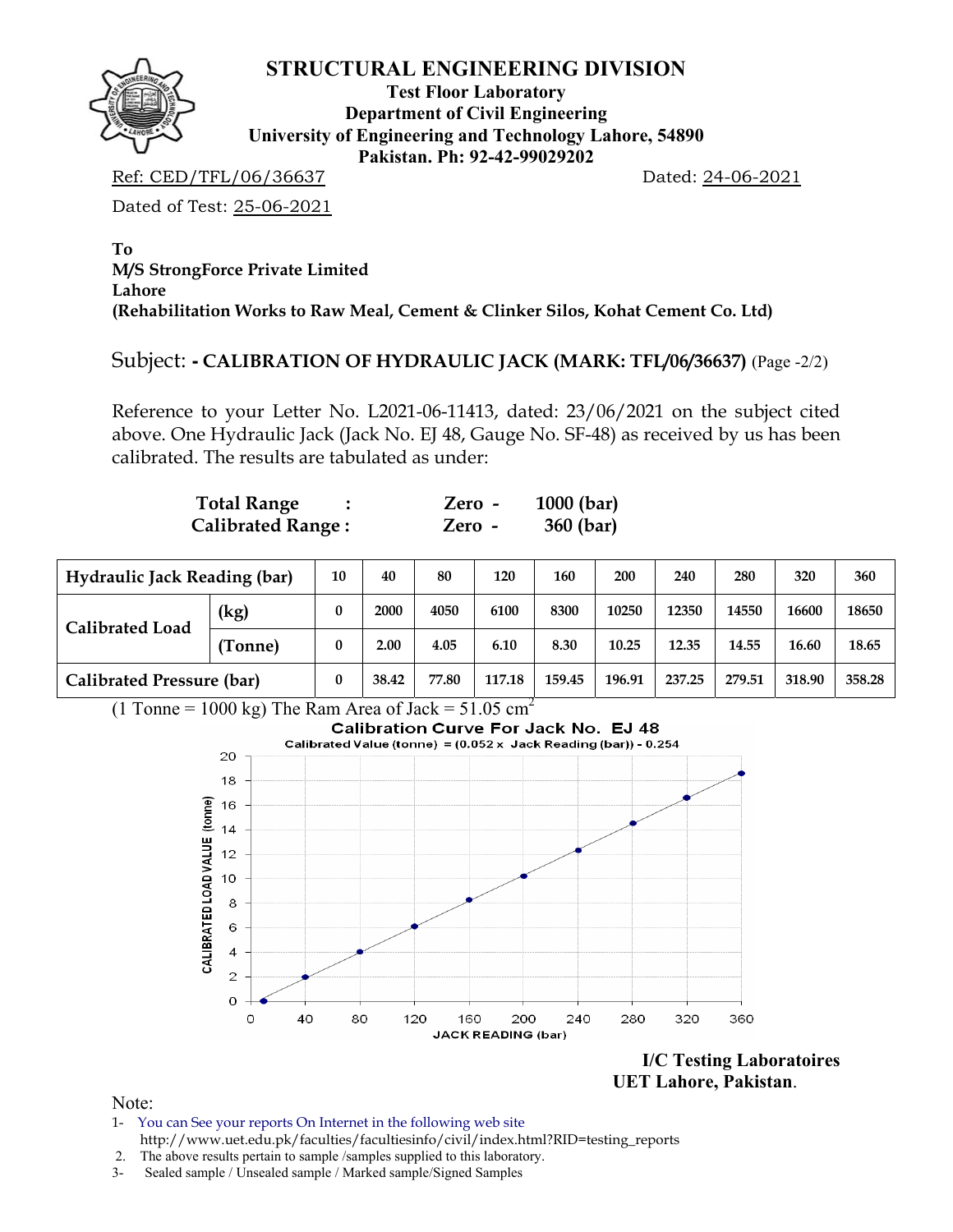# STRUCTURAL ENGINEERING DIVISION

**Test Floor Laboratory**
**Department of Civil Engineering**
**University of Engineering and Technology Lahore, 54890**
**Pakistan. Ph: 92-42-99029202**

Ref: CED/TFL/06/36637 Dated: 24-06-2021

Dated of Test: 25-06-2021

**To**
**M/S StrongForce Private Limited**
**Lahore**
**(Rehabilitation Works to Raw Meal, Cement & Clinker Silos, Kohat Cement Co. Ltd)**

Subject: **- CALIBRATION OF HYDRAULIC JACK (MARK: TFL/06/36637)** (Page -2/2)

Reference to your Letter No. L2021-06-11413, dated: 23/06/2021 on the subject cited above. One Hydraulic Jack (Jack No. EJ 48, Gauge No. SF-48) as received by us has been calibrated. The results are tabulated as under:

**Total Range : Zero - 1000 (bar)**
**Calibrated Range : Zero - 360 (bar)**

| Hydraulic Jack Reading (bar) | | 10 | 40 | 80 | 120 | 160 | 200 | 240 | 280 | 320 | 360 |
|---|---|---|---|---|---|---|---|---|---|---|---|
| Calibrated Load | (kg) | 0 | 2000 | 4050 | 6100 | 8300 | 10250 | 12350 | 14550 | 16600 | 18650 |
| | (Tonne) | 0 | 2.00 | 4.05 | 6.10 | 8.30 | 10.25 | 12.35 | 14.55 | 16.60 | 18.65 |
| Calibrated Pressure (bar) | | 0 | 38.42 | 77.80 | 117.18 | 159.45 | 196.91 | 237.25 | 279.51 | 318.90 | 358.28 |

(1 Tonne = 1000 kg) The Ram Area of Jack = 51.05 $cm^2$

Calibration Curve For Jack No. EJ 48
Calibrated Value (tonne) = (0.052 x Jack Reading (bar)) - 0.254
CALIBRATED LOAD VALUE (tonne)
JACK READING (bar)
0 2 4 6 8 10 12 14 16 18 20
0 40 80 120 160 200 240 280 320 360

**I/C Testing Laboratoires**
**UET Lahore, Pakistan.**

Note:
1- You can See your reports On Internet in the following web site http://www.uet.edu.pk/faculties/facultiesinfo/civil/index.html?RID=testing_reports
2. The above results pertain to sample /samples supplied to this laboratory.
3- Sealed sample / Unsealed sample / Marked sample/Signed Samples